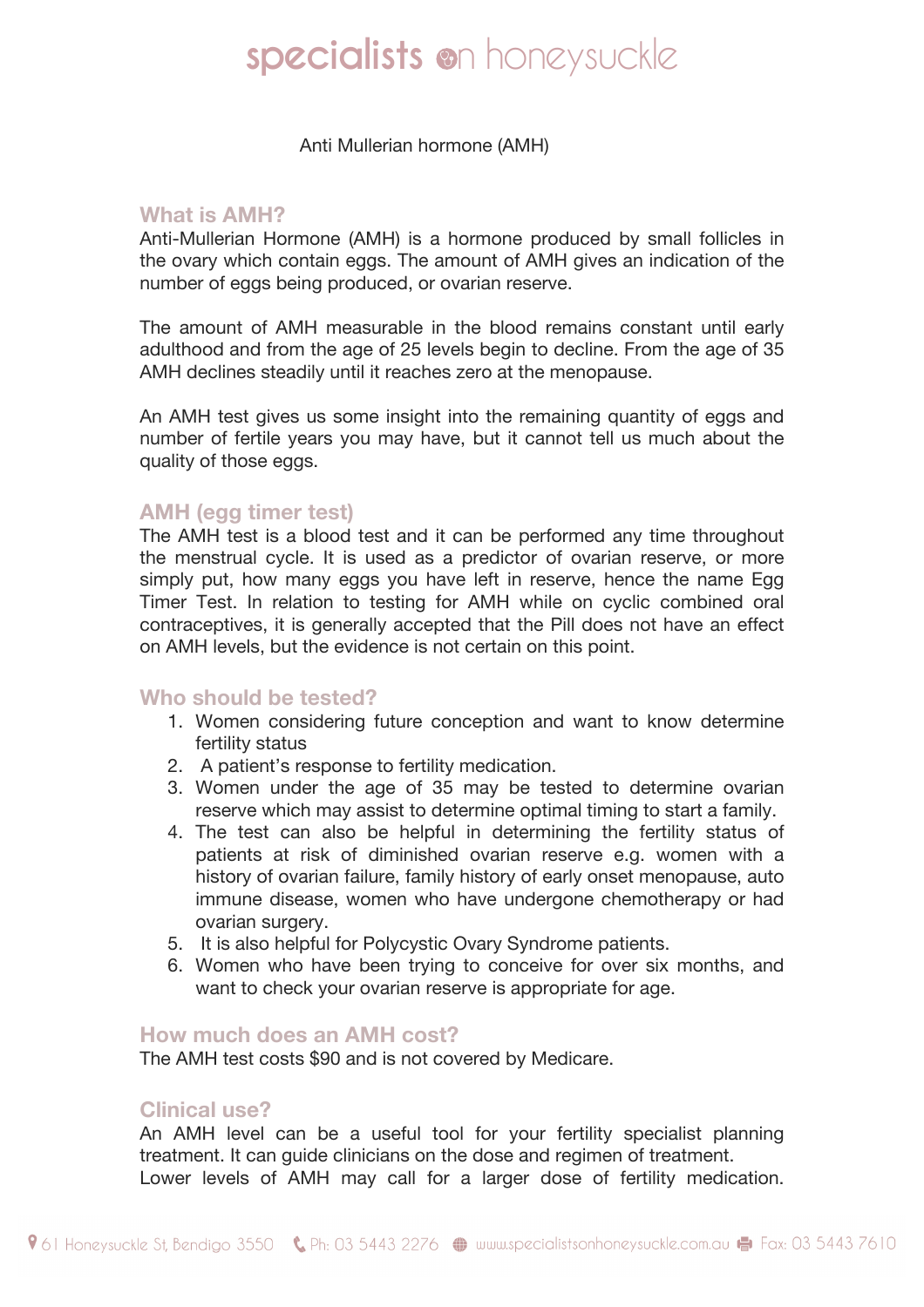# Anti Mullerian hormone (AMH)

## What is AMH?

Anti-Mullerian Hormone (AMH) is a hormone produced by small follicles in the ovary which contain eggs. The amount of AMH gives an indication of the number of eggs being produced, or ovarian reserve.

The amount of AMH measurable in the blood remains constant until early adulthood and from the age of 25 levels begin to decline. From the age of 35 AMH declines steadily until it reaches zero at the menopause.

An AMH test gives us some insight into the remaining quantity of eggs and number of fertile years you may have, but it cannot tell us much about the quality of those eggs.

## AMH (egg timer test)

The AMH test is a blood test and it can be performed any time throughout the menstrual cycle. It is used as a predictor of ovarian reserve, or more simply put, how many eggs you have left in reserve, hence the name Egg Timer Test. In relation to testing for AMH while on cyclic combined oral contraceptives, it is generally accepted that the Pill does not have an effect on AMH levels, but the evidence is not certain on this point.

## Who should be tested?

1. Women considering future conception and want to know determine fertility status
2. A patient's response to fertility medication.
3. Women under the age of 35 may be tested to determine ovarian reserve which may assist to determine optimal timing to start a family.
4. The test can also be helpful in determining the fertility status of patients at risk of diminished ovarian reserve e.g. women with a history of ovarian failure, family history of early onset menopause, auto immune disease, women who have undergone chemotherapy or had ovarian surgery.
5. It is also helpful for Polycystic Ovary Syndrome patients.
6. Women who have been trying to conceive for over six months, and want to check your ovarian reserve is appropriate for age.

## How much does an AMH cost?

The AMH test costs $90 and is not covered by Medicare.

## Clinical use?

An AMH level can be a useful tool for your fertility specialist planning treatment. It can guide clinicians on the dose and regimen of treatment. Lower levels of AMH may call for a larger dose of fertility medication.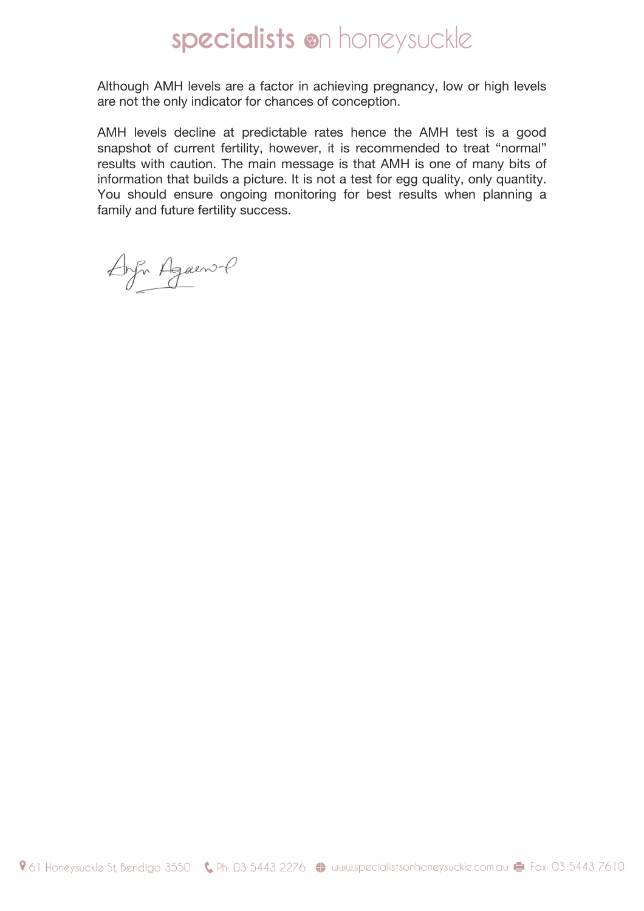Although AMH levels are a factor in achieving pregnancy, low or high levels are not the only indicator for chances of conception.

AMH levels decline at predictable rates hence the AMH test is a good snapshot of current fertility, however, it is recommended to treat “normal” results with caution. The main message is that AMH is one of many bits of information that builds a picture. It is not a test for egg quality, only quantity. You should ensure ongoing monitoring for best results when planning a family and future fertility success.